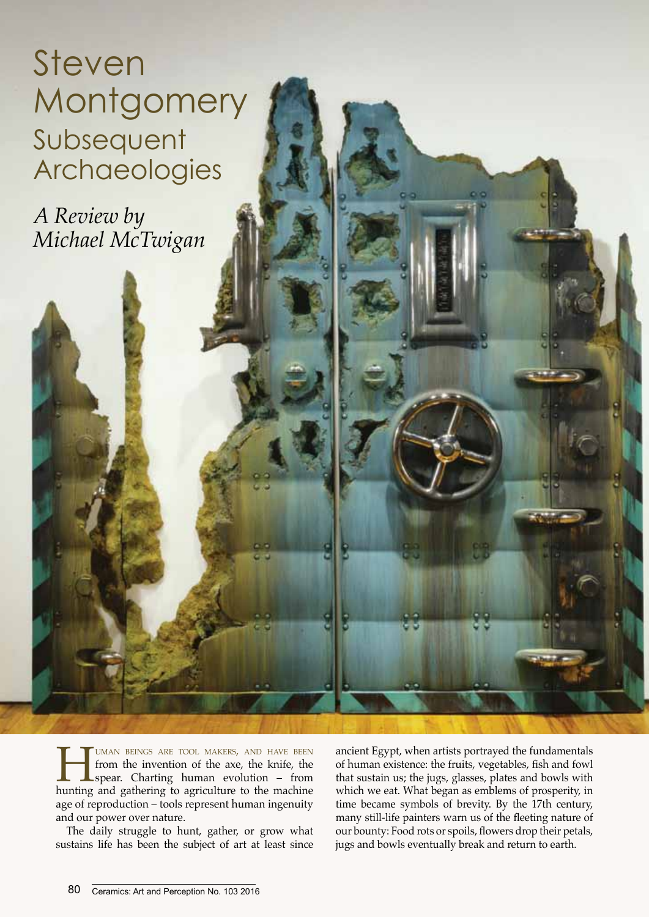# Steven Montgomery

## Subsequent Archaeologies

*A Review by Michael McTwigan*

Human beings are tool makers, and have been from the invention of the axe, the knife, the spear. Charting human evolution – from hunting and gathering to agriculture to the machine age of reproduction – tools represent human ingenuity and our power over nature.

The daily struggle to hunt, gather, or grow what sustains life has been the subject of art at least since ancient Egypt, when artists portrayed the fundamentals of human existence: the fruits, vegetables, fish and fowl that sustain us; the jugs, glasses, plates and bowls with which we eat. What began as emblems of prosperity, in time became symbols of brevity. By the 17th century, many still-life painters warn us of the fleeting nature of our bounty: Food rots or spoils, flowers drop their petals, jugs and bowls eventually break and return to earth.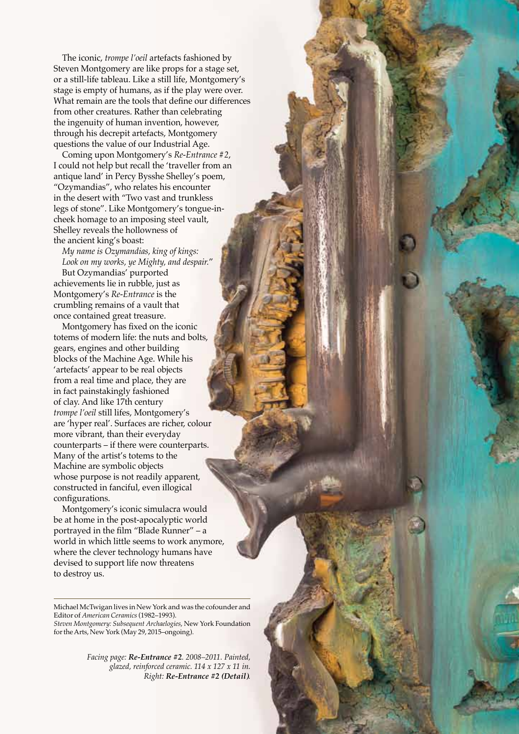The iconic, *trompe l'oeil* artefacts fashioned by Steven Montgomery are like props for a stage set, or a still-life tableau. Like a still life, Montgomery's stage is empty of humans, as if the play were over. What remain are the tools that define our differences from other creatures. Rather than celebrating the ingenuity of human invention, however, through his decrepit artefacts, Montgomery questions the value of our Industrial Age.

Coming upon Montgomery's *Re-Entrance #2*, I could not help but recall the 'traveller from an antique land' in Percy Bysshe Shelley's poem, "Ozymandias", who relates his encounter in the desert with "Two vast and trunkless legs of stone". Like Montgomery's tongue-in-cheek homage to an imposing steel vault, Shelley reveals the hollowness of the ancient king's boast:

*My name is Ozymandias, king of kings:*
*Look on my works, ye Mighty, and despair.*"

But Ozymandias' purported achievements lie in rubble, just as Montgomery's *Re-Entrance* is the crumbling remains of a vault that once contained great treasure.

Montgomery has fixed on the iconic totems of modern life: the nuts and bolts, gears, engines and other building blocks of the Machine Age. While his 'artefacts' appear to be real objects from a real time and place, they are in fact painstakingly fashioned of clay. And like 17th century *trompe l'oeil* still lifes, Montgomery's are 'hyper real'. Surfaces are richer, colour more vibrant, than their everyday counterparts – if there were counterparts. Many of the artist's totems to the Machine are symbolic objects whose purpose is not readily apparent, constructed in fanciful, even illogical configurations.

Montgomery's iconic simulacra would be at home in the post-apocalyptic world portrayed in the film "Blade Runner" – a world in which little seems to work anymore, where the clever technology humans have devised to support life now threatens to destroy us.

---

Michael McTwigan lives in New York and was the cofounder and Editor of *American Ceramics* (1982–1993).
*Steven Montgomery: Subsequent Archaelogies*, New York Foundation for the Arts, New York (May 29, 2015–ongoing).

*Facing page:* ***Re-Entrance #2****. 2008–2011. Painted, glazed, reinforced ceramic. 114 x 127 x 11 in.*
*Right:* ***Re-Entrance #2 (Detail)****.*